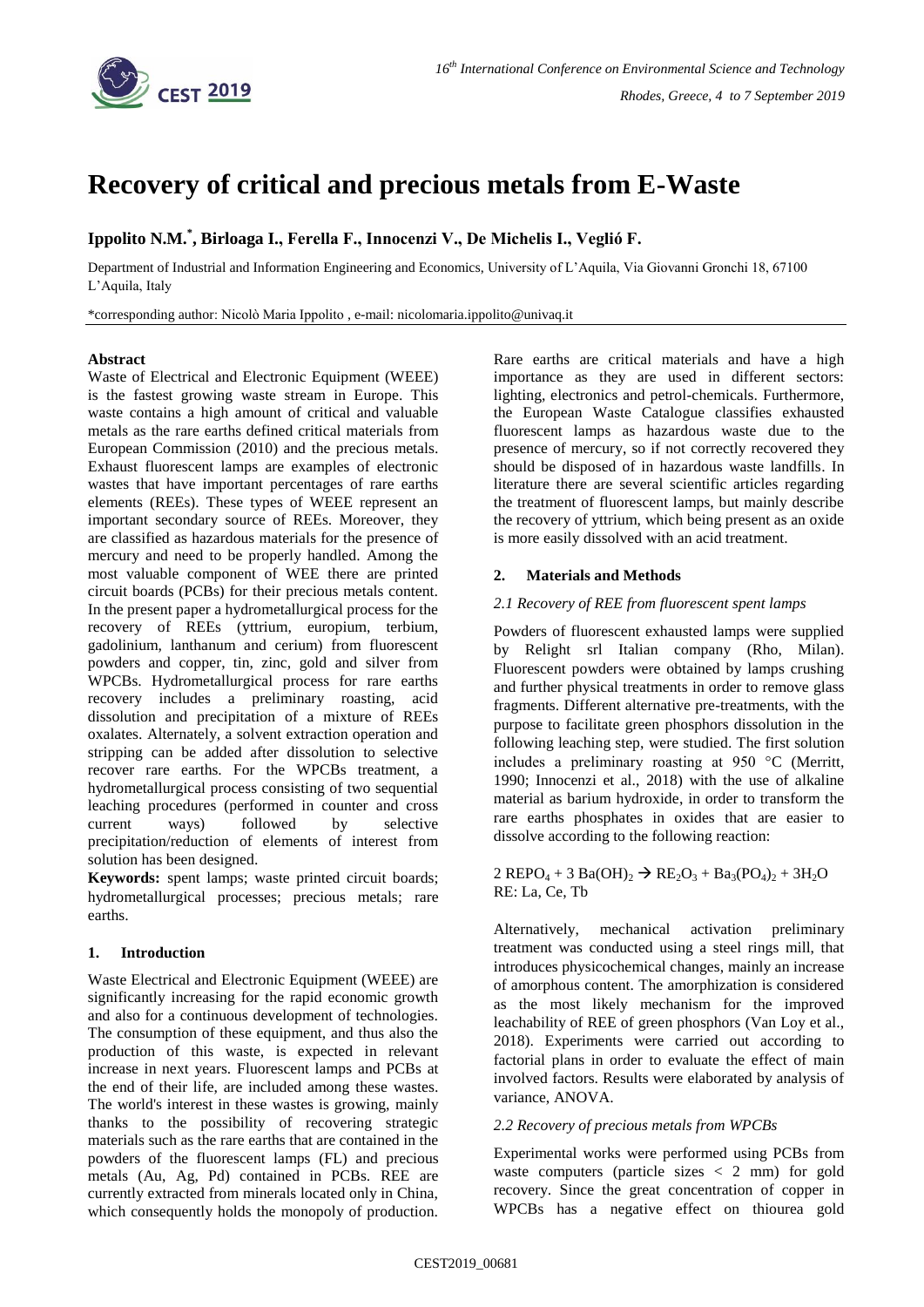# Recovery of critical and precious metals from E-Waste

**Ippolito N.M.[*], Birloaga I., Ferella F., Innocenzi V., De Michelis I., Vegliό F.**

Department of Industrial and Information Engineering and Economics, University of L'Aquila, Via Giovanni Gronchi 18, 67100 L'Aquila, Italy

*corresponding author: Nicolò Maria Ippolito , e-mail: nicolomaria.ippolito@univaq.it

## Abstract

Waste of Electrical and Electronic Equipment (WEEE) is the fastest growing waste stream in Europe. This waste contains a high amount of critical and valuable metals as the rare earths defined critical materials from European Commission (2010) and the precious metals. Exhaust fluorescent lamps are examples of electronic wastes that have important percentages of rare earths elements (REEs). These types of WEEE represent an important secondary source of REEs. Moreover, they are classified as hazardous materials for the presence of mercury and need to be properly handled. Among the most valuable component of WEE there are printed circuit boards (PCBs) for their precious metals content. In the present paper a hydrometallurgical process for the recovery of REEs (yttrium, europium, terbium, gadolinium, lanthanum and cerium) from fluorescent powders and copper, tin, zinc, gold and silver from WPCBs. Hydrometallurgical process for rare earths recovery includes a preliminary roasting, acid dissolution and precipitation of a mixture of REEs oxalates. Alternately, a solvent extraction operation and stripping can be added after dissolution to selective recover rare earths. For the WPCBs treatment, a hydrometallurgical process consisting of two sequential leaching procedures (performed in counter and cross current ways) followed by selective precipitation/reduction of elements of interest from solution has been designed.

**Keywords:** spent lamps; waste printed circuit boards; hydrometallurgical processes; precious metals; rare earths.

## 1. Introduction

Waste Electrical and Electronic Equipment (WEEE) are significantly increasing for the rapid economic growth and also for a continuous development of technologies. The consumption of these equipment, and thus also the production of this waste, is expected in relevant increase in next years. Fluorescent lamps and PCBs at the end of their life, are included among these wastes. The world's interest in these wastes is growing, mainly thanks to the possibility of recovering strategic materials such as the rare earths that are contained in the powders of the fluorescent lamps (FL) and precious metals (Au, Ag, Pd) contained in PCBs. REE are currently extracted from minerals located only in China, which consequently holds the monopoly of production. Rare earths are critical materials and have a high importance as they are used in different sectors: lighting, electronics and petrol-chemicals. Furthermore, the European Waste Catalogue classifies exhausted fluorescent lamps as hazardous waste due to the presence of mercury, so if not correctly recovered they should be disposed of in hazardous waste landfills. In literature there are several scientific articles regarding the treatment of fluorescent lamps, but mainly describe the recovery of yttrium, which being present as an oxide is more easily dissolved with an acid treatment.

## 2. Materials and Methods

### *2.1 Recovery of REE from fluorescent spent lamps*

Powders of fluorescent exhausted lamps were supplied by Relight srl Italian company (Rho, Milan). Fluorescent powders were obtained by lamps crushing and further physical treatments in order to remove glass fragments. Different alternative pre-treatments, with the purpose to facilitate green phosphors dissolution in the following leaching step, were studied. The first solution includes a preliminary roasting at 950 °C (Merritt, 1990; Innocenzi et al., 2018) with the use of alkaline material as barium hydroxide, in order to transform the rare earths phosphates in oxides that are easier to dissolve according to the following reaction:

$$2\ REPO_4 + 3\ Ba(OH)_2 \rightarrow RE_2O_3 + Ba_3(PO_4)_2 + 3H_2O$$

RE: La, Ce, Tb

Alternatively, mechanical activation preliminary treatment was conducted using a steel rings mill, that introduces physicochemical changes, mainly an increase of amorphous content. The amorphization is considered as the most likely mechanism for the improved leachability of REE of green phosphors (Van Loy et al., 2018). Experiments were carried out according to factorial plans in order to evaluate the effect of main involved factors. Results were elaborated by analysis of variance, ANOVA.

### *2.2 Recovery of precious metals from WPCBs*

Experimental works were performed using PCBs from waste computers (particle sizes < 2 mm) for gold recovery. Since the great concentration of copper in WPCBs has a negative effect on thiourea gold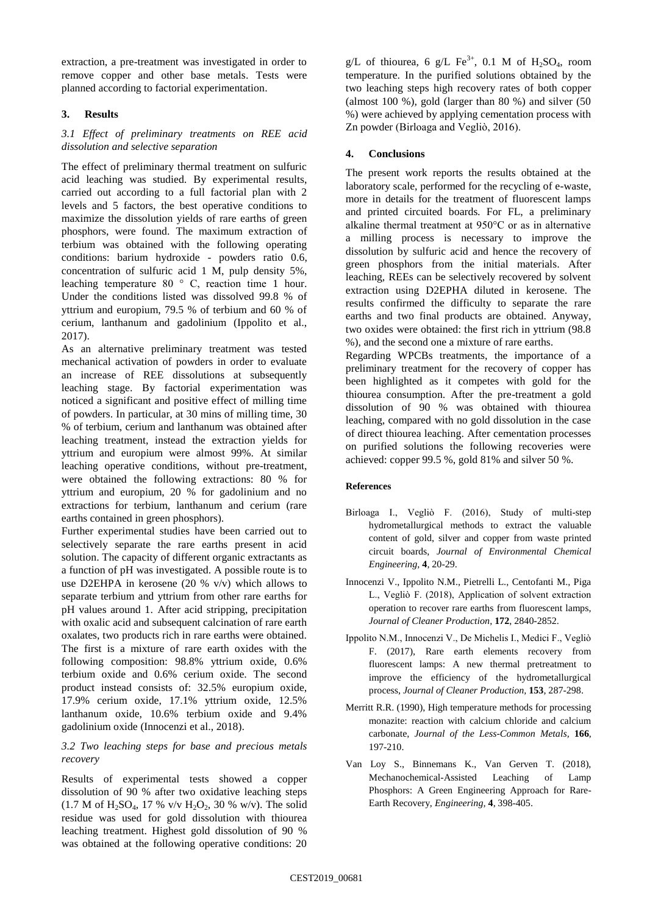extraction, a pre-treatment was investigated in order to remove copper and other base metals. Tests were planned according to factorial experimentation.

## 3. Results

### *3.1 Effect of preliminary treatments on REE acid dissolution and selective separation*

The effect of preliminary thermal treatment on sulfuric acid leaching was studied. By experimental results, carried out according to a full factorial plan with 2 levels and 5 factors, the best operative conditions to maximize the dissolution yields of rare earths of green phosphors, were found. The maximum extraction of terbium was obtained with the following operating conditions: barium hydroxide - powders ratio 0.6, concentration of sulfuric acid 1 M, pulp density 5%, leaching temperature 80 ° C, reaction time 1 hour. Under the conditions listed was dissolved 99.8 % of yttrium and europium, 79.5 % of terbium and 60 % of cerium, lanthanum and gadolinium (Ippolito et al., 2017).

As an alternative preliminary treatment was tested mechanical activation of powders in order to evaluate an increase of REE dissolutions at subsequently leaching stage. By factorial experimentation was noticed a significant and positive effect of milling time of powders. In particular, at 30 mins of milling time, 30 % of terbium, cerium and lanthanum was obtained after leaching treatment, instead the extraction yields for yttrium and europium were almost 99%. At similar leaching operative conditions, without pre-treatment, were obtained the following extractions: 80 % for yttrium and europium, 20 % for gadolinium and no extractions for terbium, lanthanum and cerium (rare earths contained in green phosphors).

Further experimental studies have been carried out to selectively separate the rare earths present in acid solution. The capacity of different organic extractants as a function of pH was investigated. A possible route is to use D2EHPA in kerosene (20 % v/v) which allows to separate terbium and yttrium from other rare earths for pH values around 1. After acid stripping, precipitation with oxalic acid and subsequent calcination of rare earth oxalates, two products rich in rare earths were obtained. The first is a mixture of rare earth oxides with the following composition: 98.8% yttrium oxide, 0.6% terbium oxide and 0.6% cerium oxide. The second product instead consists of: 32.5% europium oxide, 17.9% cerium oxide, 17.1% yttrium oxide, 12.5% lanthanum oxide, 10.6% terbium oxide and 9.4% gadolinium oxide (Innocenzi et al., 2018).

### *3.2 Two leaching steps for base and precious metals recovery*

Results of experimental tests showed a copper dissolution of 90 % after two oxidative leaching steps (1.7 M of $H_2SO_4$, 17 % v/v $H_2O_2$, 30 % w/v). The solid residue was used for gold dissolution with thiourea leaching treatment. Highest gold dissolution of 90 % was obtained at the following operative conditions: 20 g/L of thiourea, 6 g/L $Fe^{3+}$, 0.1 M of $H_2SO_4$, room temperature. In the purified solutions obtained by the two leaching steps high recovery rates of both copper (almost 100 %), gold (larger than 80 %) and silver (50 %) were achieved by applying cementation process with Zn powder (Birloaga and Vegliò, 2016).

## 4. Conclusions

The present work reports the results obtained at the laboratory scale, performed for the recycling of e-waste, more in details for the treatment of fluorescent lamps and printed circuited boards. For FL, a preliminary alkaline thermal treatment at 950°C or as in alternative a milling process is necessary to improve the dissolution by sulfuric acid and hence the recovery of green phosphors from the initial materials. After leaching, REEs can be selectively recovered by solvent extraction using D2EPHA diluted in kerosene. The results confirmed the difficulty to separate the rare earths and two final products are obtained. Anyway, two oxides were obtained: the first rich in yttrium (98.8 %), and the second one a mixture of rare earths.

Regarding WPCBs treatments, the importance of a preliminary treatment for the recovery of copper has been highlighted as it competes with gold for the thiourea consumption. After the pre-treatment a gold dissolution of 90 % was obtained with thiourea leaching, compared with no gold dissolution in the case of direct thiourea leaching. After cementation processes on purified solutions the following recoveries were achieved: copper 99.5 %, gold 81% and silver 50 %.

#### References

Birloaga I., Vegliò F. (2016), Study of multi-step hydrometallurgical methods to extract the valuable content of gold, silver and copper from waste printed circuit boards, *Journal of Environmental Chemical Engineering*, **4**, 20-29.

Innocenzi V., Ippolito N.M., Pietrelli L., Centofanti M., Piga L., Vegliò F. (2018), Application of solvent extraction operation to recover rare earths from fluorescent lamps, *Journal of Cleaner Production*, **172**, 2840-2852.

Ippolito N.M., Innocenzi V., De Michelis I., Medici F., Vegliò F. (2017), Rare earth elements recovery from fluorescent lamps: A new thermal pretreatment to improve the efficiency of the hydrometallurgical process, *Journal of Cleaner Production,* **153**, 287-298.

Merritt R.R. (1990), High temperature methods for processing monazite: reaction with calcium chloride and calcium carbonate, *Journal of the Less-Common Metals,* **166**, 197-210.

Van Loy S., Binnemans K., Van Gerven T. (2018), Mechanochemical-Assisted Leaching of Lamp Phosphors: A Green Engineering Approach for Rare-Earth Recovery, *Engineering*, **4**, 398-405.